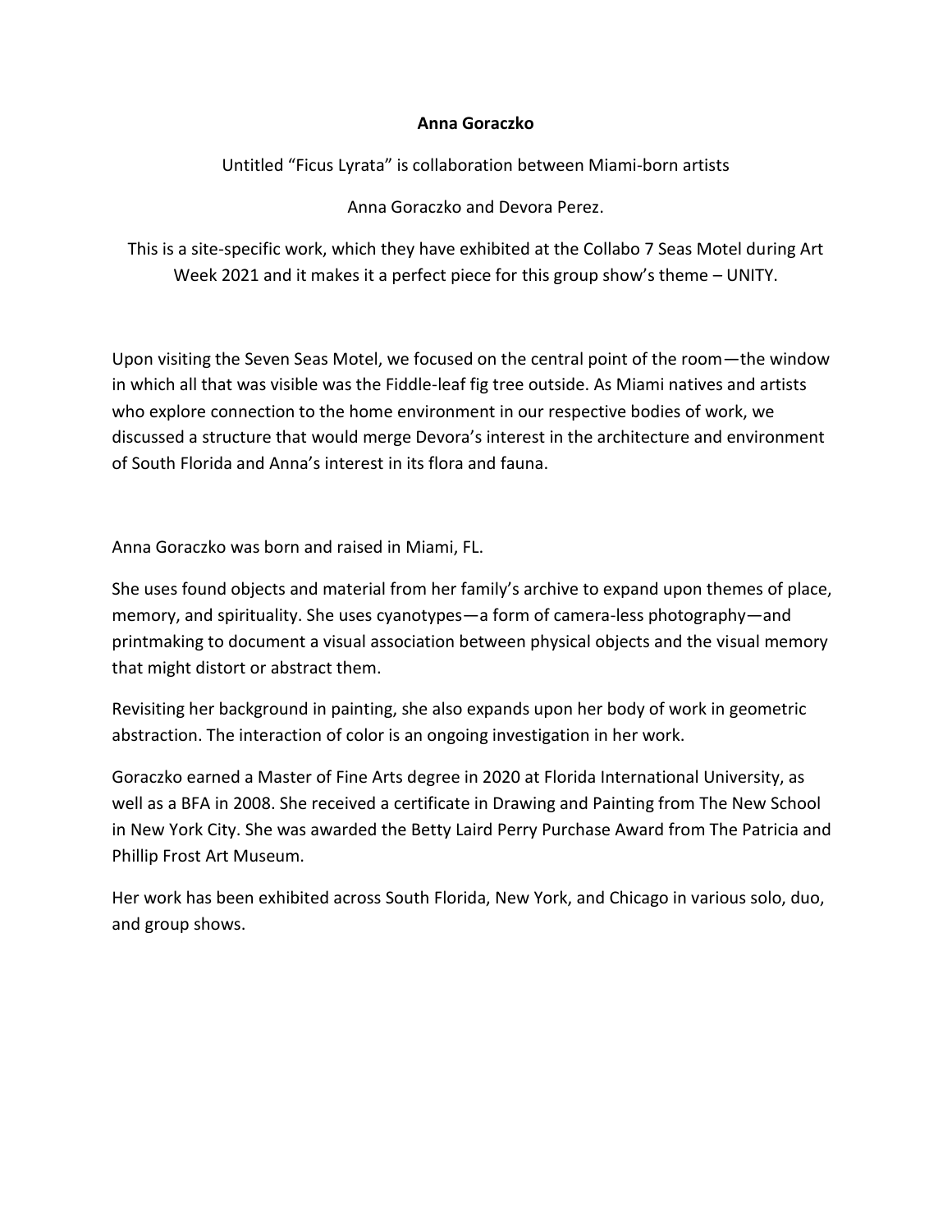**Anna Goraczko**

Untitled "Ficus Lyrata" is collaboration between Miami-born artists

Anna Goraczko and Devora Perez.

This is a site-specific work, which they have exhibited at the Collabo 7 Seas Motel during Art Week 2021 and it makes it a perfect piece for this group show's theme – UNITY.

Upon visiting the Seven Seas Motel, we focused on the central point of the room—the window in which all that was visible was the Fiddle-leaf fig tree outside. As Miami natives and artists who explore connection to the home environment in our respective bodies of work, we discussed a structure that would merge Devora's interest in the architecture and environment of South Florida and Anna's interest in its flora and fauna.

Anna Goraczko was born and raised in Miami, FL.

She uses found objects and material from her family's archive to expand upon themes of place, memory, and spirituality. She uses cyanotypes—a form of camera-less photography—and printmaking to document a visual association between physical objects and the visual memory that might distort or abstract them.

Revisiting her background in painting, she also expands upon her body of work in geometric abstraction. The interaction of color is an ongoing investigation in her work.

Goraczko earned a Master of Fine Arts degree in 2020 at Florida International University, as well as a BFA in 2008. She received a certificate in Drawing and Painting from The New School in New York City. She was awarded the Betty Laird Perry Purchase Award from The Patricia and Phillip Frost Art Museum.

Her work has been exhibited across South Florida, New York, and Chicago in various solo, duo, and group shows.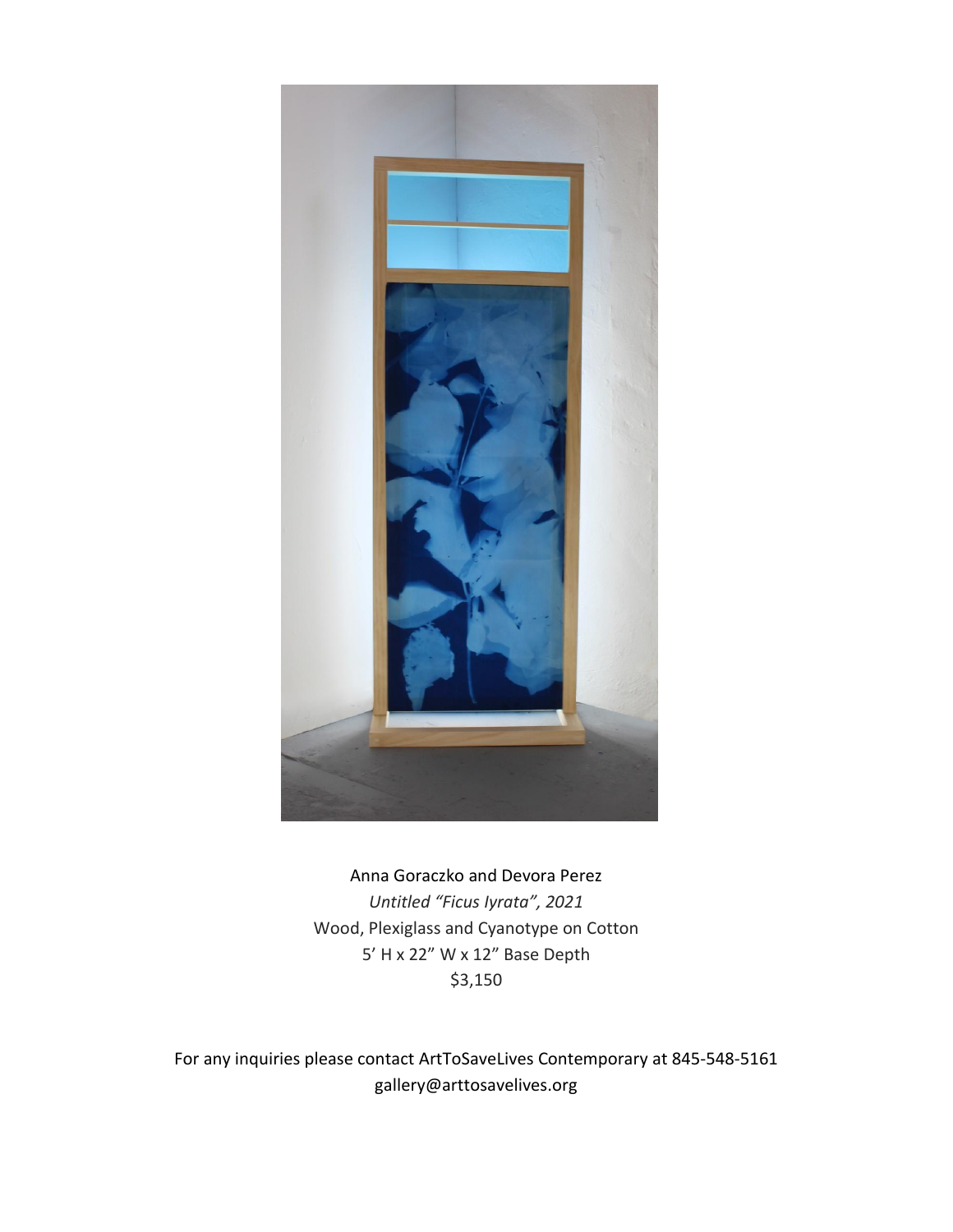Anna Goraczko and Devora Perez
*Untitled "Ficus lyrata", 2021*
Wood, Plexiglass and Cyanotype on Cotton
5' H x 22" W x 12" Base Depth
$3,150

For any inquiries please contact ArtToSaveLives Contemporary at 845-548-5161
gallery@arttosavelives.org